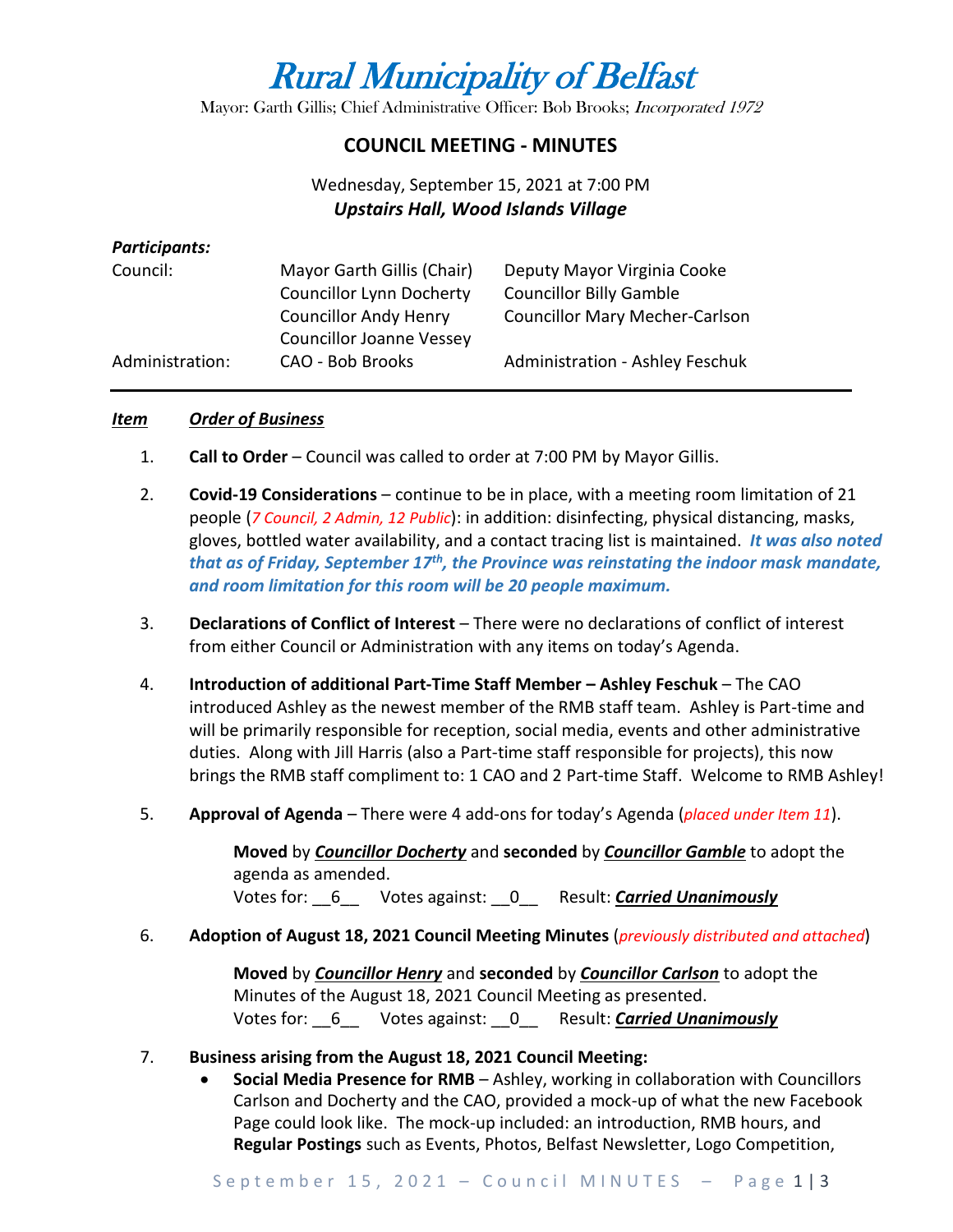# Rural Municipality of Belfast

Mayor: Garth Gillis; Chief Administrative Officer: Bob Brooks; *Incorporated 1972*

## COUNCIL MEETING - MINUTES

Wednesday, September 15, 2021 at 7:00 PM
***Upstairs Hall, Wood Islands Village***

***Participants:***

| | | |
|---|---|---|
| Council: | Mayor Garth Gillis (Chair) | Deputy Mayor Virginia Cooke |
| | Councillor Lynn Docherty | Councillor Billy Gamble |
| | Councillor Andy Henry | Councillor Mary Mecher-Carlson |
| | Councillor Joanne Vessey | |
| Administration: | CAO - Bob Brooks | Administration - Ashley Feschuk |

***Item*** ***Order of Business***

1. **Call to Order** – Council was called to order at 7:00 PM by Mayor Gillis.

2. **Covid-19 Considerations** – continue to be in place, with a meeting room limitation of 21 people (*7 Council, 2 Admin, 12 Public*): in addition: disinfecting, physical distancing, masks, gloves, bottled water availability, and a contact tracing list is maintained. ***It was also noted that as of Friday, September 17th, the Province was reinstating the indoor mask mandate, and room limitation for this room will be 20 people maximum.***

3. **Declarations of Conflict of Interest** – There were no declarations of conflict of interest from either Council or Administration with any items on today's Agenda.

4. **Introduction of additional Part-Time Staff Member – Ashley Feschuk** – The CAO introduced Ashley as the newest member of the RMB staff team. Ashley is Part-time and will be primarily responsible for reception, social media, events and other administrative duties. Along with Jill Harris (also a Part-time staff responsible for projects), this now brings the RMB staff compliment to: 1 CAO and 2 Part-time Staff. Welcome to RMB Ashley!

5. **Approval of Agenda** – There were 4 add-ons for today's Agenda (*placed under Item 11*).

   **Moved** by ***Councillor Docherty*** and **seconded** by ***Councillor Gamble*** to adopt the agenda as amended.
   Votes for: \_\_6\_\_ Votes against: \_\_0\_\_ Result: ***Carried Unanimously***

6. **Adoption of August 18, 2021 Council Meeting Minutes** (*previously distributed and attached*)

   **Moved** by ***Councillor Henry*** and **seconded** by ***Councillor Carlson*** to adopt the Minutes of the August 18, 2021 Council Meeting as presented.
   Votes for: \_\_6\_\_ Votes against: \_\_0\_\_ Result: ***Carried Unanimously***

7. **Business arising from the August 18, 2021 Council Meeting:**
   - **Social Media Presence for RMB** – Ashley, working in collaboration with Councillors Carlson and Docherty and the CAO, provided a mock-up of what the new Facebook Page could look like. The mock-up included: an introduction, RMB hours, and **Regular Postings** such as Events, Photos, Belfast Newsletter, Logo Competition,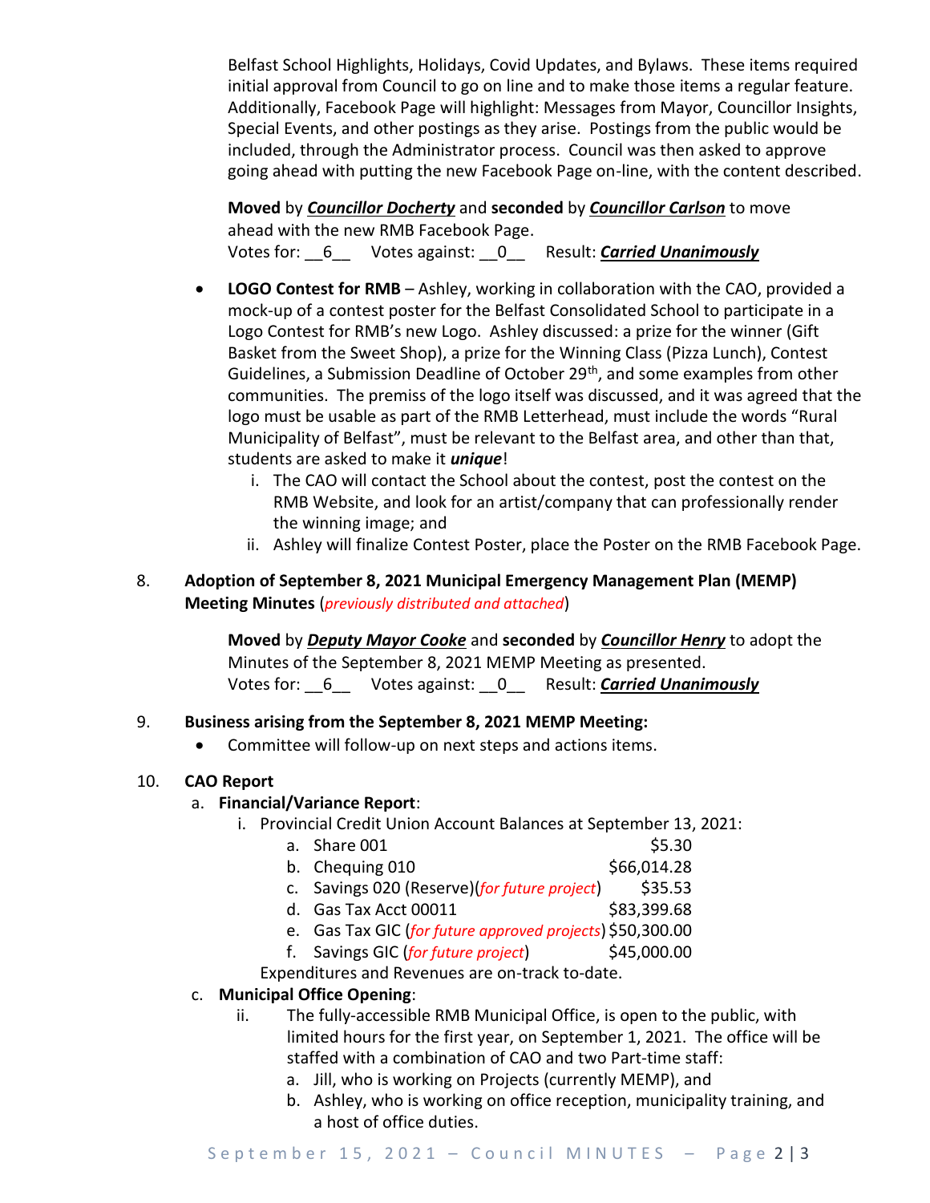Belfast School Highlights, Holidays, Covid Updates, and Bylaws. These items required initial approval from Council to go on line and to make those items a regular feature. Additionally, Facebook Page will highlight: Messages from Mayor, Councillor Insights, Special Events, and other postings as they arise. Postings from the public would be included, through the Administrator process. Council was then asked to approve going ahead with putting the new Facebook Page on-line, with the content described.

**Moved** by ***Councillor Docherty*** and **seconded** by ***Councillor Carlson*** to move ahead with the new RMB Facebook Page.
Votes for: __6__ Votes against: __0__ Result: ***Carried Unanimously***

- **LOGO Contest for RMB** – Ashley, working in collaboration with the CAO, provided a mock-up of a contest poster for the Belfast Consolidated School to participate in a Logo Contest for RMB's new Logo. Ashley discussed: a prize for the winner (Gift Basket from the Sweet Shop), a prize for the Winning Class (Pizza Lunch), Contest Guidelines, a Submission Deadline of October 29th, and some examples from other communities. The premiss of the logo itself was discussed, and it was agreed that the logo must be usable as part of the RMB Letterhead, must include the words "Rural Municipality of Belfast", must be relevant to the Belfast area, and other than that, students are asked to make it ***unique***!
  1. The CAO will contact the School about the contest, post the contest on the RMB Website, and look for an artist/company that can professionally render the winning image; and
  2. Ashley will finalize Contest Poster, place the Poster on the RMB Facebook Page.

8. **Adoption of September 8, 2021 Municipal Emergency Management Plan (MEMP) Meeting Minutes** (*previously distributed and attached*)

**Moved** by ***Deputy Mayor Cooke*** and **seconded** by ***Councillor Henry*** to adopt the Minutes of the September 8, 2021 MEMP Meeting as presented.
Votes for: __6__ Votes against: __0__ Result: ***Carried Unanimously***

9. **Business arising from the September 8, 2021 MEMP Meeting:**
   - Committee will follow-up on next steps and actions items.

10. **CAO Report**
    a. **Financial/Variance Report**:
       i. Provincial Credit Union Account Balances at September 13, 2021:
          a. Share 001 $5.30
          b. Chequing 010 $66,014.28
          c. Savings 020 (Reserve)(*for future project*) $35.53
          d. Gas Tax Acct 00011 $83,399.68
          e. Gas Tax GIC (*for future approved projects*) $50,300.00
          f. Savings GIC (*for future project*) $45,000.00

       Expenditures and Revenues are on-track to-date.

    c. **Municipal Office Opening**:
       ii. The fully-accessible RMB Municipal Office, is open to the public, with limited hours for the first year, on September 1, 2021. The office will be staffed with a combination of CAO and two Part-time staff:
          a. Jill, who is working on Projects (currently MEMP), and
          b. Ashley, who is working on office reception, municipality training, and a host of office duties.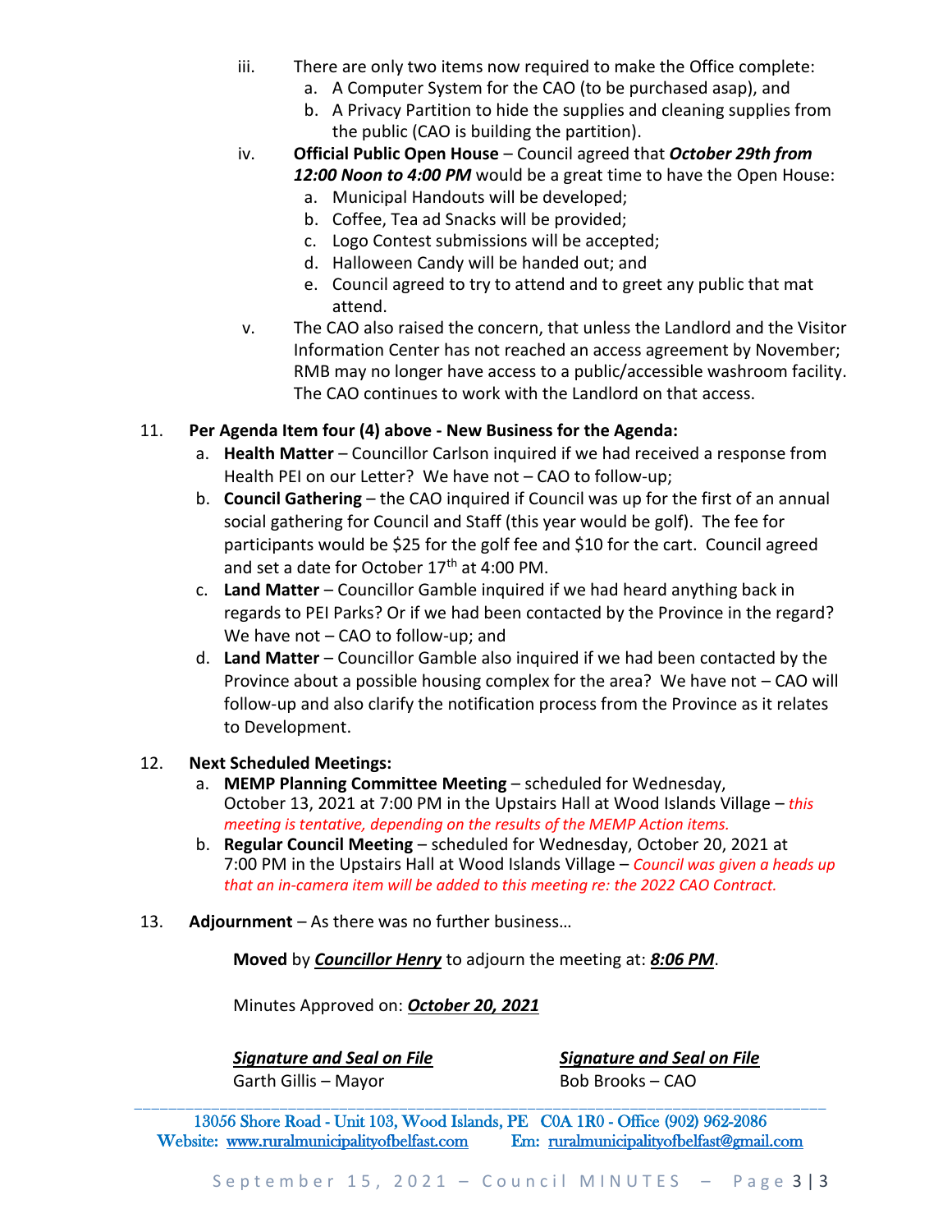iii. There are only two items now required to make the Office complete:
   a. A Computer System for the CAO (to be purchased asap), and
   b. A Privacy Partition to hide the supplies and cleaning supplies from the public (CAO is building the partition).

iv. **Official Public Open House** – Council agreed that ***October 29th from 12:00 Noon to 4:00 PM*** would be a great time to have the Open House:
   a. Municipal Handouts will be developed;
   b. Coffee, Tea ad Snacks will be provided;
   c. Logo Contest submissions will be accepted;
   d. Halloween Candy will be handed out; and
   e. Council agreed to try to attend and to greet any public that mat attend.

v. The CAO also raised the concern, that unless the Landlord and the Visitor Information Center has not reached an access agreement by November; RMB may no longer have access to a public/accessible washroom facility. The CAO continues to work with the Landlord on that access.

11. **Per Agenda Item four (4) above - New Business for the Agenda:**
   a. **Health Matter** – Councillor Carlson inquired if we had received a response from Health PEI on our Letter? We have not – CAO to follow-up;
   b. **Council Gathering** – the CAO inquired if Council was up for the first of an annual social gathering for Council and Staff (this year would be golf). The fee for participants would be $25 for the golf fee and $10 for the cart. Council agreed and set a date for October 17th at 4:00 PM.
   c. **Land Matter** – Councillor Gamble inquired if we had heard anything back in regards to PEI Parks? Or if we had been contacted by the Province in the regard? We have not – CAO to follow-up; and
   d. **Land Matter** – Councillor Gamble also inquired if we had been contacted by the Province about a possible housing complex for the area? We have not – CAO will follow-up and also clarify the notification process from the Province as it relates to Development.

12. **Next Scheduled Meetings:**
   a. **MEMP Planning Committee Meeting** – scheduled for Wednesday, October 13, 2021 at 7:00 PM in the Upstairs Hall at Wood Islands Village – *this meeting is tentative, depending on the results of the MEMP Action items.*
   b. **Regular Council Meeting** – scheduled for Wednesday, October 20, 2021 at 7:00 PM in the Upstairs Hall at Wood Islands Village – *Council was given a heads up that an in-camera item will be added to this meeting re: the 2022 CAO Contract.*

13. **Adjournment** – As there was no further business…

**Moved** by ***Councillor Henry*** to adjourn the meeting at: ***8:06 PM***.

Minutes Approved on: ***October 20, 2021***

| | |
|---|---|
| ***Signature and Seal on File*** | ***Signature and Seal on File*** |
| Garth Gillis – Mayor | Bob Brooks – CAO |

13056 Shore Road - Unit 103, Wood Islands, PE C0A 1R0 - Office (902) 962-2086
Website: www.ruralmunicipalityofbelfast.com Em: ruralmunicipalityofbelfast@gmail.com